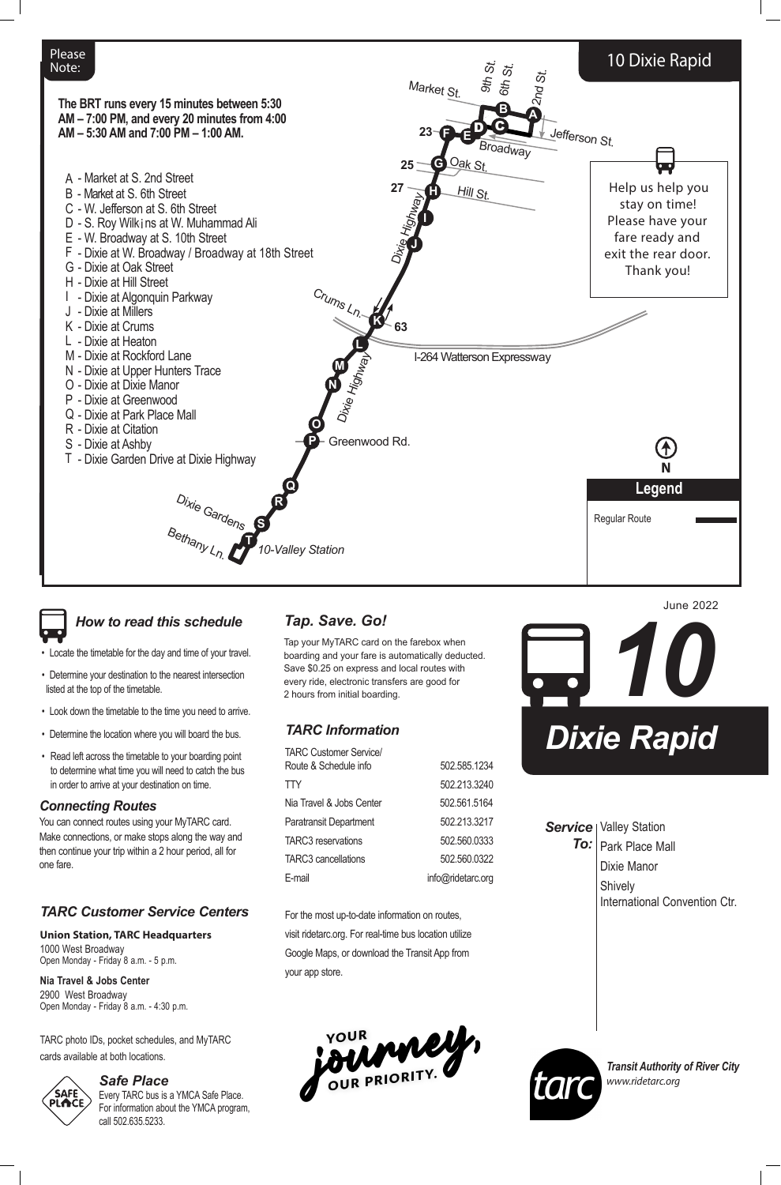Please Note:

## 10 Dixie Rapid

**The BRT runs every 15 minutes between 5:30 AM – 7:00 PM, and every 20 minutes from 4:00 AM – 5:30 AM and 7:00 PM – 1:00 AM.**

- A - Market at S. 2nd Street
- B - Market at S. 6th Street
- C - W. Jefferson at S. 6th Street
- D - S. Roy Wilkins at W. Muhammad Ali
- E - W. Broadway at S. 10th Street
- F - Dixie at W. Broadway / Broadway at 18th Street
- G - Dixie at Oak Street
- H - Dixie at Hill Street
- I - Dixie at Algonquin Parkway
- J - Dixie at Millers
- K - Dixie at Crums
- L - Dixie at Heaton
- M - Dixie at Rockford Lane
- N - Dixie at Upper Hunters Trace
- O - Dixie at Dixie Manor
- P - Dixie at Greenwood
- Q - Dixie at Park Place Mall
- R - Dixie at Citation
- S - Dixie at Ashby
- T - Dixie Garden Drive at Dixie Highway

Help us help you stay on time! Please have your fare ready and exit the rear door. Thank you!

**Legend**

Regular Route

### How to read this schedule

- Locate the timetable for the day and time of your travel.
- Determine your destination to the nearest intersection listed at the top of the timetable.
- Look down the timetable to the time you need to arrive.
- Determine the location where you will board the bus.
- Read left across the timetable to your boarding point to determine what time you will need to catch the bus in order to arrive at your destination on time.

### Connecting Routes

You can connect routes using your MyTARC card. Make connections, or make stops along the way and then continue your trip within a 2 hour period, all for one fare.

### TARC Customer Service Centers

**Union Station, TARC Headquarters**
1000 West Broadway
Open Monday - Friday 8 a.m. - 5 p.m.

**Nia Travel & Jobs Center**
2900 West Broadway
Open Monday - Friday 8 a.m. - 4:30 p.m.

TARC photo IDs, pocket schedules, and MyTARC cards available at both locations.

### Safe Place

Every TARC bus is a YMCA Safe Place. For information about the YMCA program, call 502.635.5233.

### Tap. Save. Go!

Tap your MyTARC card on the farebox when boarding and your fare is automatically deducted. Save $0.25 on express and local routes with every ride, electronic transfers are good for 2 hours from initial boarding.

### TARC Information

| | |
|---|---|
| TARC Customer Service/ Route & Schedule info | 502.585.1234 |
| TTY | 502.213.3240 |
| Nia Travel & Jobs Center | 502.561.5164 |
| Paratransit Department | 502.213.3217 |
| TARC3 reservations | 502.560.0333 |
| TARC3 cancellations | 502.560.0322 |
| E-mail | info@ridetarc.org |

For the most up-to-date information on routes, visit ridetarc.org. For real-time bus location utilize Google Maps, or download the Transit App from your app store.

YOUR journey, OUR PRIORITY.

June 2022

# 10 Dixie Rapid

**Service To:**
Valley Station
Park Place Mall
Dixie Manor
Shively
International Convention Ctr.

*Transit Authority of River City*
*www.ridetarc.org*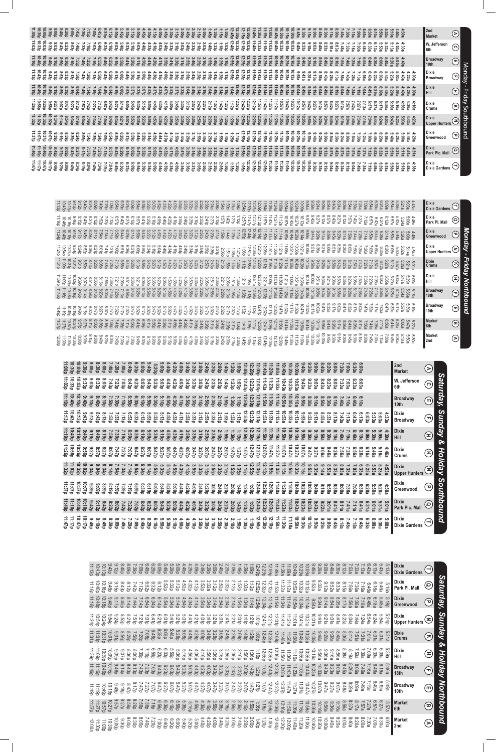## Monday - Friday Southbound

| Ⓐ 2nd Market | Ⓒ W. Jefferson 6th | Ⓔ Broadway 10th | Ⓕ Dixie Broadway | Ⓗ Dixie Hill | Ⓚ Dixie Crums | Ⓝ Dixie Upper Hunters | Ⓟ Dixie Greenwood | Ⓠ Dixie Park Plc. Mall | Ⓣ Dixie Dixie Gardens |
|---|---|---|---|---|---|---|---|---|---|

## Monday - Friday Northbound

| Ⓣ Dixie Dixie Gardens | Ⓠ Dixie Park Pl. Mall | Ⓟ Dixie Greenwood | Ⓝ Dixie Upper Hunters | Ⓚ Dixie Crums | Ⓗ Dixie Hill | Ⓕ Broadway 18th | Ⓔ Broadway 10th | Ⓑ Market 6th | Ⓐ Market 2nd |
|---|---|---|---|---|---|---|---|---|---|

## Saturday, Sunday & Holiday Southbound

| Ⓐ 2nd Market | Ⓒ W. Jefferson 6th | Ⓔ Broadway 10th | Ⓕ Dixie Broadway | Ⓗ Dixie Hill | Ⓚ Dixie Crums | Ⓝ Dixie Upper Hunters | Ⓟ Dixie Greenwood | Ⓠ Dixie Park Plc. Mall | Ⓣ Dixie Dixie Gardens |
|---|---|---|---|---|---|---|---|---|---|

## Saturday, Sunday & Holiday Northbound

| Ⓣ Dixie Dixie Gardens | Ⓠ Dixie Park Pl. Mall | Ⓟ Dixie Greenwood | Ⓝ Dixie Upper Hunters | Ⓚ Dixie Crums | Ⓗ Dixie Hill | Ⓕ Broadway 18th | Ⓔ Broadway 10th | Ⓑ Market 6th | Ⓐ Market 2nd |
|---|---|---|---|---|---|---|---|---|---|